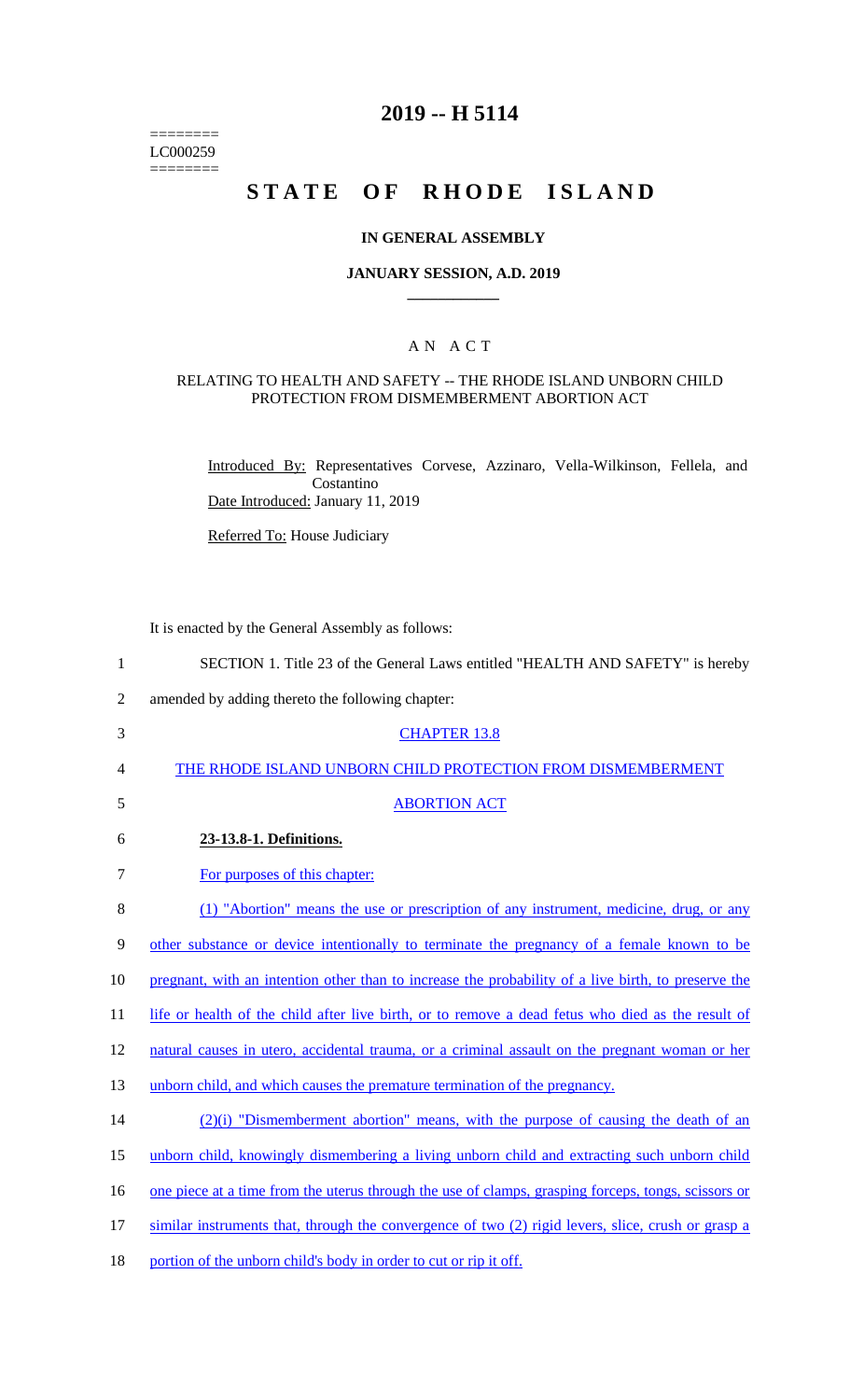# 2019 -- H 5114

========
LC000259
========

# STATE OF RHODE ISLAND

## IN GENERAL ASSEMBLY

## JANUARY SESSION, A.D. 2019

____________

## A N A C T

### RELATING TO HEALTH AND SAFETY -- THE RHODE ISLAND UNBORN CHILD PROTECTION FROM DISMEMBERMENT ABORTION ACT

Introduced By: Representatives Corvese, Azzinaro, Vella-Wilkinson, Fellela, and Costantino

Date Introduced: January 11, 2019

Referred To: House Judiciary

It is enacted by the General Assembly as follows:

1 SECTION 1. Title 23 of the General Laws entitled "HEALTH AND SAFETY" is hereby
2 amended by adding thereto the following chapter:

3 CHAPTER 13.8

4 THE RHODE ISLAND UNBORN CHILD PROTECTION FROM DISMEMBERMENT
5 ABORTION ACT

6 **23-13.8-1. Definitions.**

7 For purposes of this chapter:

8 (1) "Abortion" means the use or prescription of any instrument, medicine, drug, or any
9 other substance or device intentionally to terminate the pregnancy of a female known to be
10 pregnant, with an intention other than to increase the probability of a live birth, to preserve the
11 life or health of the child after live birth, or to remove a dead fetus who died as the result of
12 natural causes in utero, accidental trauma, or a criminal assault on the pregnant woman or her
13 unborn child, and which causes the premature termination of the pregnancy.

14 (2)(i) "Dismemberment abortion" means, with the purpose of causing the death of an
15 unborn child, knowingly dismembering a living unborn child and extracting such unborn child
16 one piece at a time from the uterus through the use of clamps, grasping forceps, tongs, scissors or
17 similar instruments that, through the convergence of two (2) rigid levers, slice, crush or grasp a
18 portion of the unborn child's body in order to cut or rip it off.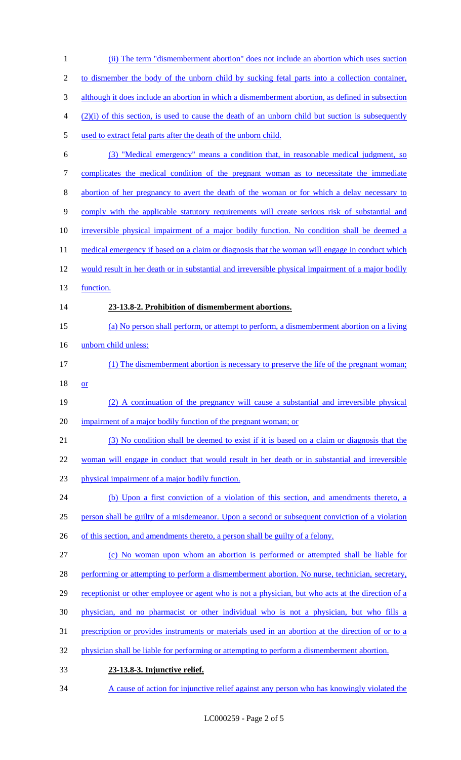(ii) The term "dismemberment abortion" does not include an abortion which uses suction to dismember the body of the unborn child by sucking fetal parts into a collection container, although it does include an abortion in which a dismemberment abortion, as defined in subsection (2)(i) of this section, is used to cause the death of an unborn child but suction is subsequently used to extract fetal parts after the death of the unborn child.

(3) "Medical emergency" means a condition that, in reasonable medical judgment, so complicates the medical condition of the pregnant woman as to necessitate the immediate abortion of her pregnancy to avert the death of the woman or for which a delay necessary to comply with the applicable statutory requirements will create serious risk of substantial and irreversible physical impairment of a major bodily function. No condition shall be deemed a medical emergency if based on a claim or diagnosis that the woman will engage in conduct which would result in her death or in substantial and irreversible physical impairment of a major bodily function.

**23-13.8-2. Prohibition of dismemberment abortions.**

(a) No person shall perform, or attempt to perform, a dismemberment abortion on a living unborn child unless:

(1) The dismemberment abortion is necessary to preserve the life of the pregnant woman; or

(2) A continuation of the pregnancy will cause a substantial and irreversible physical impairment of a major bodily function of the pregnant woman; or

(3) No condition shall be deemed to exist if it is based on a claim or diagnosis that the woman will engage in conduct that would result in her death or in substantial and irreversible physical impairment of a major bodily function.

(b) Upon a first conviction of a violation of this section, and amendments thereto, a person shall be guilty of a misdemeanor. Upon a second or subsequent conviction of a violation of this section, and amendments thereto, a person shall be guilty of a felony.

(c) No woman upon whom an abortion is performed or attempted shall be liable for performing or attempting to perform a dismemberment abortion. No nurse, technician, secretary, receptionist or other employee or agent who is not a physician, but who acts at the direction of a physician, and no pharmacist or other individual who is not a physician, but who fills a prescription or provides instruments or materials used in an abortion at the direction of or to a physician shall be liable for performing or attempting to perform a dismemberment abortion.

**23-13.8-3. Injunctive relief.**

A cause of action for injunctive relief against any person who has knowingly violated the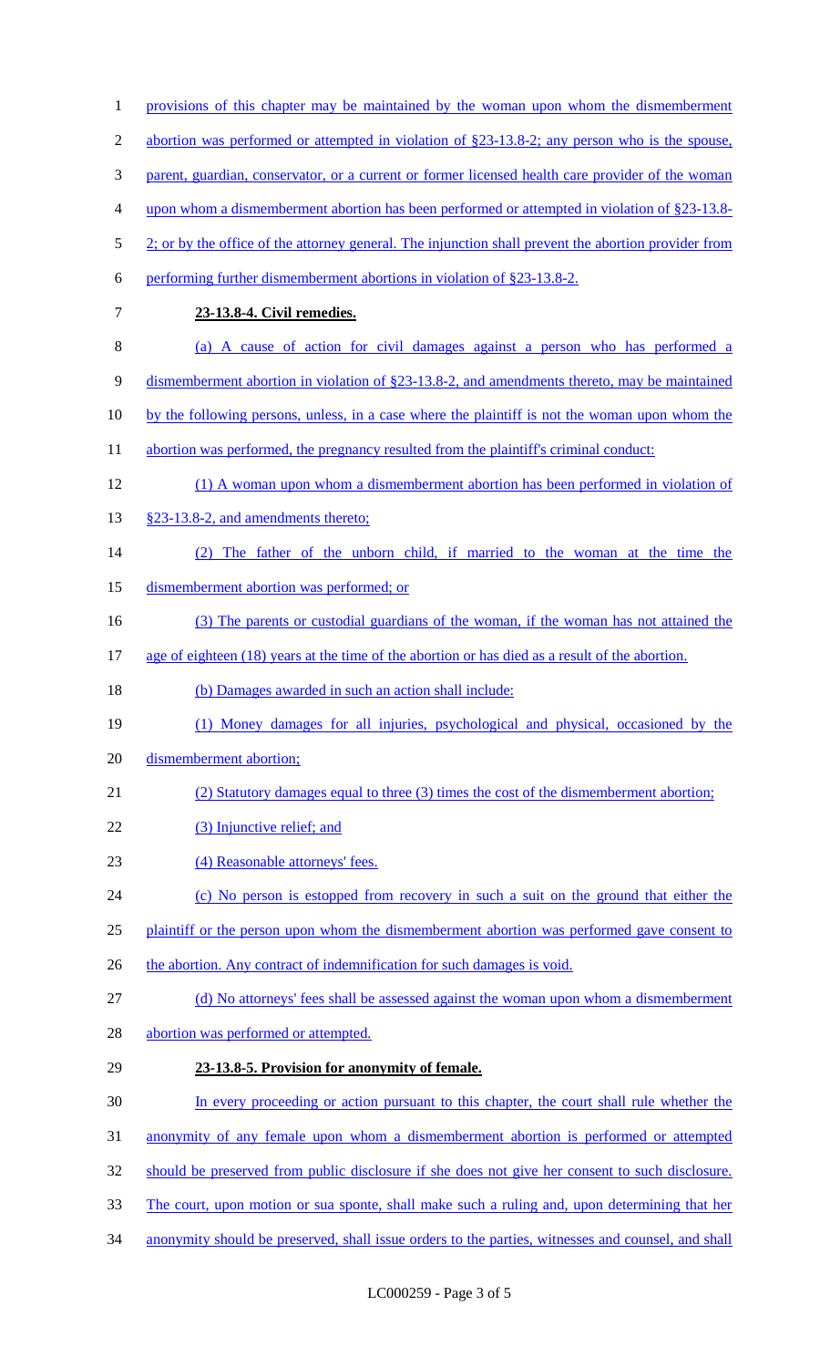provisions of this chapter may be maintained by the woman upon whom the dismemberment abortion was performed or attempted in violation of §23-13.8-2; any person who is the spouse, parent, guardian, conservator, or a current or former licensed health care provider of the woman upon whom a dismemberment abortion has been performed or attempted in violation of §23-13.8-2; or by the office of the attorney general. The injunction shall prevent the abortion provider from performing further dismemberment abortions in violation of §23-13.8-2.

**23-13.8-4. Civil remedies.**

(a) A cause of action for civil damages against a person who has performed a dismemberment abortion in violation of §23-13.8-2, and amendments thereto, may be maintained by the following persons, unless, in a case where the plaintiff is not the woman upon whom the abortion was performed, the pregnancy resulted from the plaintiff's criminal conduct:

(1) A woman upon whom a dismemberment abortion has been performed in violation of §23-13.8-2, and amendments thereto;

(2) The father of the unborn child, if married to the woman at the time the dismemberment abortion was performed; or

(3) The parents or custodial guardians of the woman, if the woman has not attained the age of eighteen (18) years at the time of the abortion or has died as a result of the abortion.

(b) Damages awarded in such an action shall include:

(1) Money damages for all injuries, psychological and physical, occasioned by the dismemberment abortion;

(2) Statutory damages equal to three (3) times the cost of the dismemberment abortion;

(3) Injunctive relief; and

(4) Reasonable attorneys' fees.

(c) No person is estopped from recovery in such a suit on the ground that either the plaintiff or the person upon whom the dismemberment abortion was performed gave consent to the abortion. Any contract of indemnification for such damages is void.

(d) No attorneys' fees shall be assessed against the woman upon whom a dismemberment abortion was performed or attempted.

**23-13.8-5. Provision for anonymity of female.**

In every proceeding or action pursuant to this chapter, the court shall rule whether the anonymity of any female upon whom a dismemberment abortion is performed or attempted should be preserved from public disclosure if she does not give her consent to such disclosure. The court, upon motion or sua sponte, shall make such a ruling and, upon determining that her anonymity should be preserved, shall issue orders to the parties, witnesses and counsel, and shall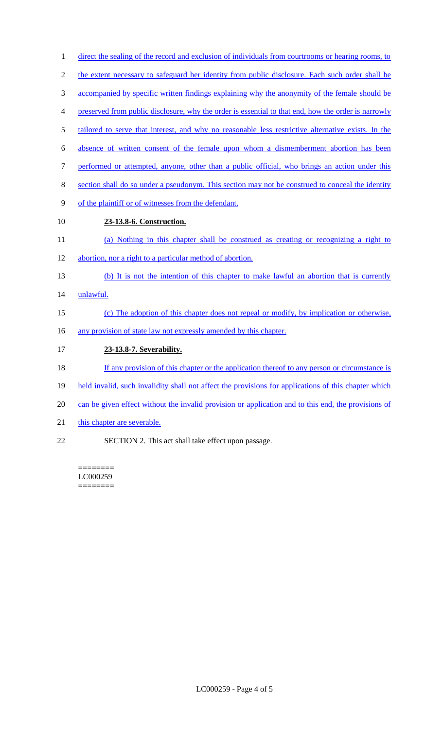direct the sealing of the record and exclusion of individuals from courtrooms or hearing rooms, to the extent necessary to safeguard her identity from public disclosure. Each such order shall be accompanied by specific written findings explaining why the anonymity of the female should be preserved from public disclosure, why the order is essential to that end, how the order is narrowly tailored to serve that interest, and why no reasonable less restrictive alternative exists. In the absence of written consent of the female upon whom a dismemberment abortion has been performed or attempted, anyone, other than a public official, who brings an action under this section shall do so under a pseudonym. This section may not be construed to conceal the identity of the plaintiff or of witnesses from the defendant.

**23-13.8-6. Construction.**

(a) Nothing in this chapter shall be construed as creating or recognizing a right to abortion, nor a right to a particular method of abortion.

(b) It is not the intention of this chapter to make lawful an abortion that is currently unlawful.

(c) The adoption of this chapter does not repeal or modify, by implication or otherwise, any provision of state law not expressly amended by this chapter.

**23-13.8-7. Severability.**

If any provision of this chapter or the application thereof to any person or circumstance is held invalid, such invalidity shall not affect the provisions for applications of this chapter which can be given effect without the invalid provision or application and to this end, the provisions of this chapter are severable.

SECTION 2. This act shall take effect upon passage.

========
LC000259
========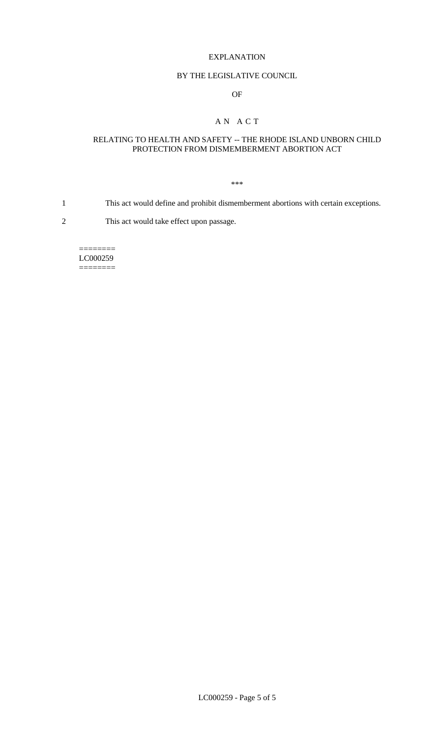EXPLANATION

BY THE LEGISLATIVE COUNCIL

OF

A N A C T

RELATING TO HEALTH AND SAFETY -- THE RHODE ISLAND UNBORN CHILD PROTECTION FROM DISMEMBERMENT ABORTION ACT

\*\*\*

1 This act would define and prohibit dismemberment abortions with certain exceptions.

2 This act would take effect upon passage.

========
LC000259
========